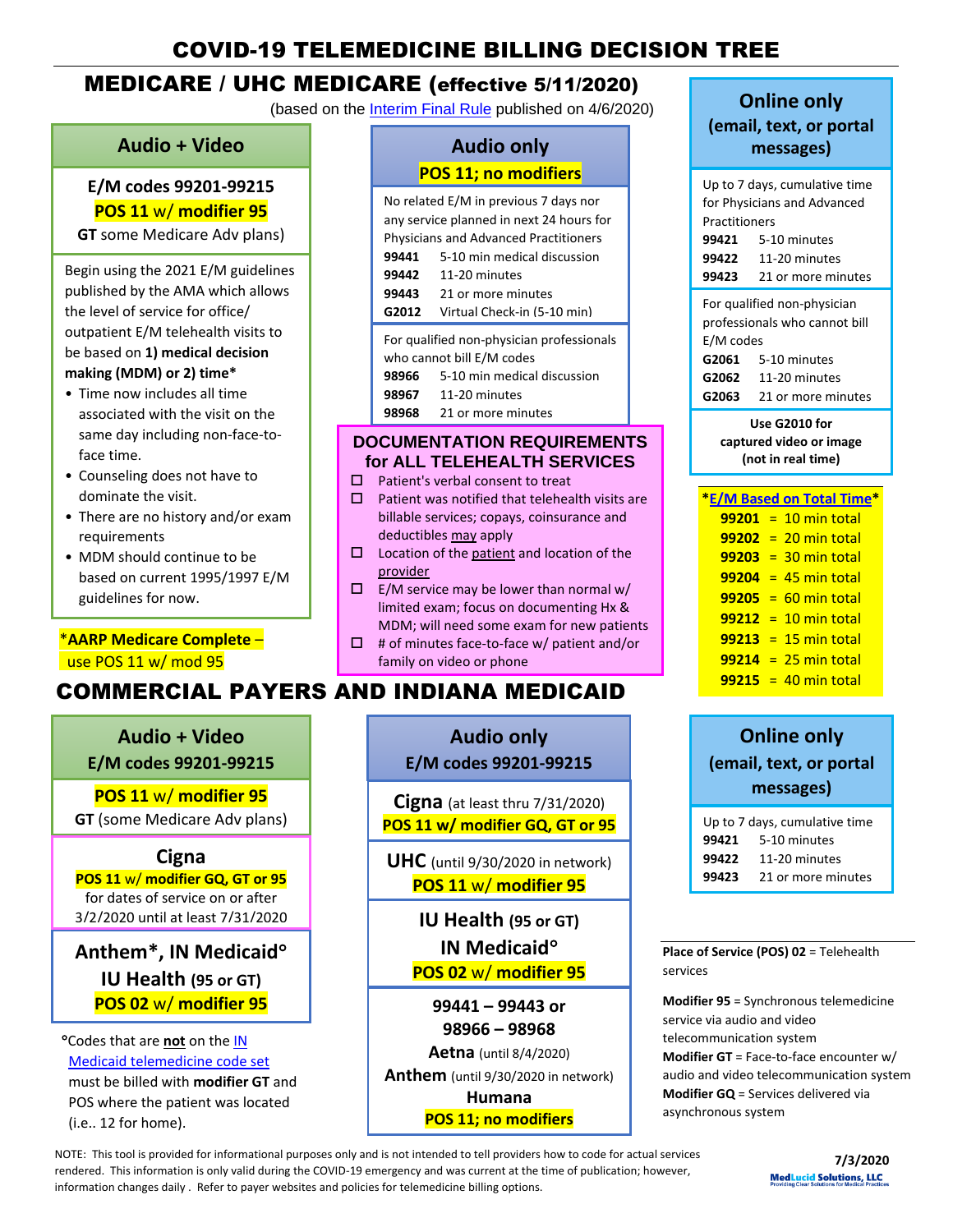# COVID-19 TELEMEDICINE BILLING DECISION TREE

## MEDICARE / UHC MEDICARE (effective 5/11/2020)

(based on the Interim Final Rule published on 4/6/2020)

### Audio + Video

**E/M codes 99201-99215**

**POS 11 w/ modifier 95**

**GT** some Medicare Adv plans)

Begin using the 2021 E/M guidelines published by the AMA which allows the level of service for office/ outpatient E/M telehealth visits to be based on **1) medical decision making (MDM) or 2) time***

- Time now includes all time associated with the visit on the same day including non-face-to-face time.
- Counseling does not have to dominate the visit.
- There are no history and/or exam requirements
- MDM should continue to be based on current 1995/1997 E/M guidelines for now.

*\*AARP Medicare Complete* – use POS 11 w/ mod 95

### Audio only

**POS 11; no modifiers**

No related E/M in previous 7 days nor any service planned in next 24 hours for Physicians and Advanced Practitioners

| Code | Description |
|---|---|
| **99441** | 5-10 min medical discussion |
| **99442** | 11-20 minutes |
| **99443** | 21 or more minutes |
| **G2012** | Virtual Check-in (5-10 min) |

For qualified non-physician professionals who cannot bill E/M codes

| Code | Description |
|---|---|
| **98966** | 5-10 min medical discussion |
| **98967** | 11-20 minutes |
| **98968** | 21 or more minutes |

### DOCUMENTATION REQUIREMENTS for ALL TELEHEALTH SERVICES

- ☐ Patient's verbal consent to treat
- ☐ Patient was notified that telehealth visits are billable services; copays, coinsurance and deductibles may apply
- ☐ Location of the patient and location of the provider
- ☐ E/M service may be lower than normal w/ limited exam; focus on documenting Hx & MDM; will need some exam for new patients
- ☐ # of minutes face-to-face w/ patient and/or family on video or phone

### Online only (email, text, or portal messages)

Up to 7 days, cumulative time for Physicians and Advanced Practitioners

| Code | Description |
|---|---|
| **99421** | 5-10 minutes |
| **99422** | 11-20 minutes |
| **99423** | 21 or more minutes |

For qualified non-physician professionals who cannot bill E/M codes

| Code | Description |
|---|---|
| **G2061** | 5-10 minutes |
| **G2062** | 11-20 minutes |
| **G2063** | 21 or more minutes |

**Use G2010 for captured video or image (not in real time)**

### *E/M Based on Total Time*

| Code | Time |
|---|---|
| **99201** | = 10 min total |
| **99202** | = 20 min total |
| **99203** | = 30 min total |
| **99204** | = 45 min total |
| **99205** | = 60 min total |
| **99212** | = 10 min total |
| **99213** | = 15 min total |
| **99214** | = 25 min total |
| **99215** | = 40 min total |

## COMMERCIAL PAYERS AND INDIANA MEDICAID

### Audio + Video

**E/M codes 99201-99215**

**POS 11 w/ modifier 95**

**GT** (some Medicare Adv plans)

**Cigna**

**POS 11 w/ modifier GQ, GT or 95** for dates of service on or after 3/2/2020 until at least 7/31/2020

**Anthem\*, IN Medicaid°**
**IU Health (95 or GT)**
**POS 02 w/ modifier 95**

°Codes that are **not** on the IN Medicaid telemedicine code set must be billed with **modifier GT** and POS where the patient was located (i.e.. 12 for home).

### Audio only

**E/M codes 99201-99215**

**Cigna** (at least thru 7/31/2020)
**POS 11 w/ modifier GQ, GT or 95**

**UHC** (until 9/30/2020 in network)
**POS 11 w/ modifier 95**

**IU Health (95 or GT)**
**IN Medicaid°**
**POS 02 w/ modifier 95**

**99441 – 99443 or 98966 – 98968**
**Aetna** (until 8/4/2020)
**Anthem** (until 9/30/2020 in network)
**Humana**
**POS 11; no modifiers**

### Online only (email, text, or portal messages)

Up to 7 days, cumulative time

| Code | Description |
|---|---|
| **99421** | 5-10 minutes |
| **99422** | 11-20 minutes |
| **99423** | 21 or more minutes |

**Place of Service (POS) 02** = Telehealth services

**Modifier 95** = Synchronous telemedicine service via audio and video telecommunication system

**Modifier GT** = Face-to-face encounter w/ audio and video telecommunication system

**Modifier GQ** = Services delivered via asynchronous system

NOTE: This tool is provided for informational purposes only and is not intended to tell providers how to code for actual services rendered. This information is only valid during the COVID-19 emergency and was current at the time of publication; however, information changes daily. Refer to payer websites and policies for telemedicine billing options.

**7/3/2020**

MedLucid Solutions, LLC — Providing Clear Solutions for Medical Practices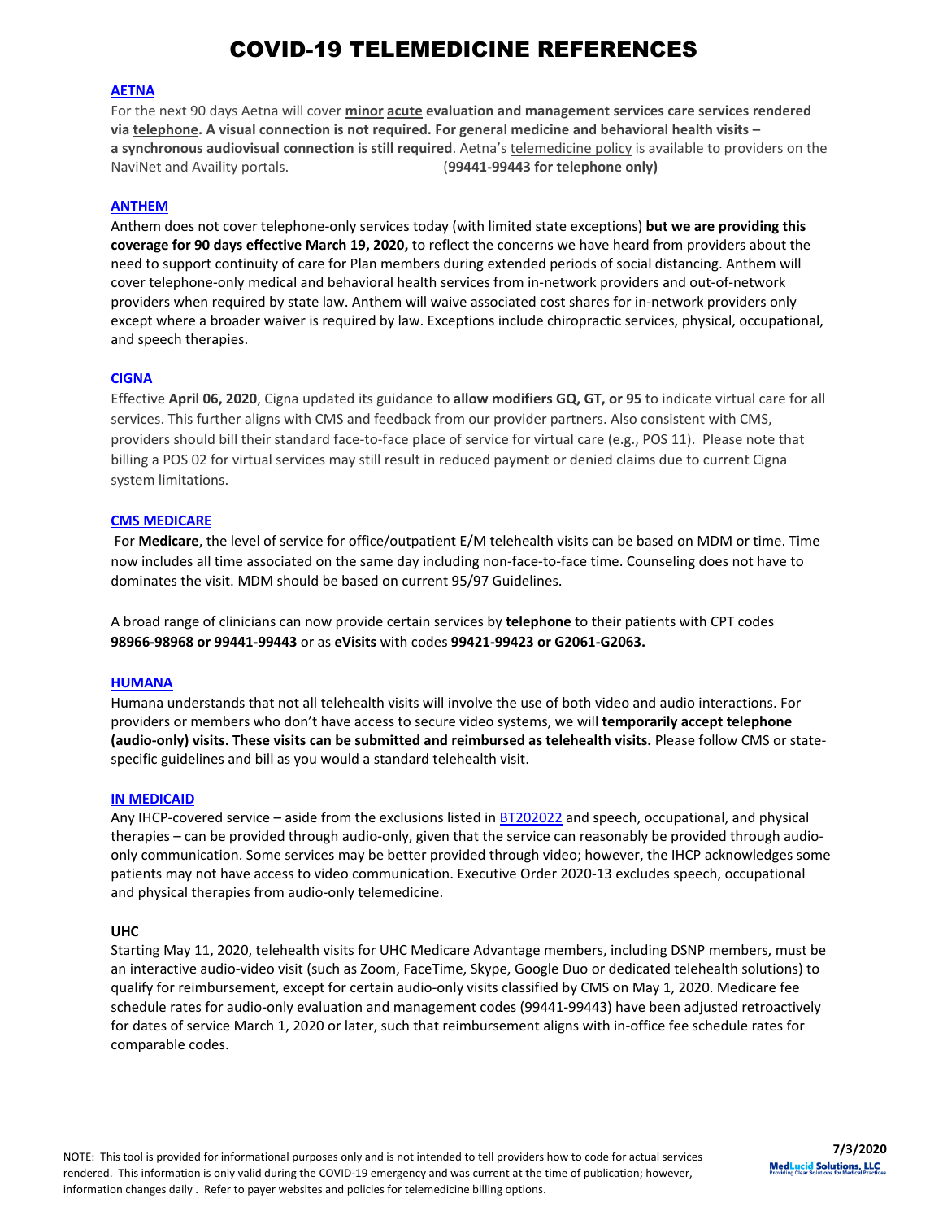// COVID-19 TELEMEDICINE REFERENCES

# COVID-19 TELEMEDICINE REFERENCES

## AETNA

For the next 90 days Aetna will cover **minor acute evaluation and management services care services rendered via telephone. A visual connection is not required. For general medicine and behavioral health visits – a synchronous audiovisual connection is still required**. Aetna's telemedicine policy is available to providers on the NaviNet and Availity portals. (**99441-99443 for telephone only)**

## ANTHEM

Anthem does not cover telephone-only services today (with limited state exceptions) **but we are providing this coverage for 90 days effective March 19, 2020,** to reflect the concerns we have heard from providers about the need to support continuity of care for Plan members during extended periods of social distancing. Anthem will cover telephone-only medical and behavioral health services from in-network providers and out-of-network providers when required by state law. Anthem will waive associated cost shares for in-network providers only except where a broader waiver is required by law. Exceptions include chiropractic services, physical, occupational, and speech therapies.

## CIGNA

Effective **April 06, 2020**, Cigna updated its guidance to **allow modifiers GQ, GT, or 95** to indicate virtual care for all services. This further aligns with CMS and feedback from our provider partners. Also consistent with CMS, providers should bill their standard face-to-face place of service for virtual care (e.g., POS 11). Please note that billing a POS 02 for virtual services may still result in reduced payment or denied claims due to current Cigna system limitations.

## CMS MEDICARE

For **Medicare**, the level of service for office/outpatient E/M telehealth visits can be based on MDM or time. Time now includes all time associated on the same day including non-face-to-face time. Counseling does not have to dominates the visit. MDM should be based on current 95/97 Guidelines.

A broad range of clinicians can now provide certain services by **telephone** to their patients with CPT codes **98966-98968 or 99441-99443** or as **eVisits** with codes **99421-99423 or G2061-G2063.**

## HUMANA

Humana understands that not all telehealth visits will involve the use of both video and audio interactions. For providers or members who don't have access to secure video systems, we will **temporarily accept telephone (audio-only) visits. These visits can be submitted and reimbursed as telehealth visits.** Please follow CMS or state-specific guidelines and bill as you would a standard telehealth visit.

## IN MEDICAID

Any IHCP-covered service – aside from the exclusions listed in BT202022 and speech, occupational, and physical therapies – can be provided through audio-only, given that the service can reasonably be provided through audio-only communication. Some services may be better provided through video; however, the IHCP acknowledges some patients may not have access to video communication. Executive Order 2020-13 excludes speech, occupational and physical therapies from audio-only telemedicine.

## UHC

Starting May 11, 2020, telehealth visits for UHC Medicare Advantage members, including DSNP members, must be an interactive audio-video visit (such as Zoom, FaceTime, Skype, Google Duo or dedicated telehealth solutions) to qualify for reimbursement, except for certain audio-only visits classified by CMS on May 1, 2020. Medicare fee schedule rates for audio-only evaluation and management codes (99441-99443) have been adjusted retroactively for dates of service March 1, 2020 or later, such that reimbursement aligns with in-office fee schedule rates for comparable codes.

NOTE: This tool is provided for informational purposes only and is not intended to tell providers how to code for actual services rendered. This information is only valid during the COVID-19 emergency and was current at the time of publication; however, information changes daily . Refer to payer websites and policies for telemedicine billing options.

7/3/2020

MedLucid Solutions, LLC
Providing Clear Solutions for Medical Practices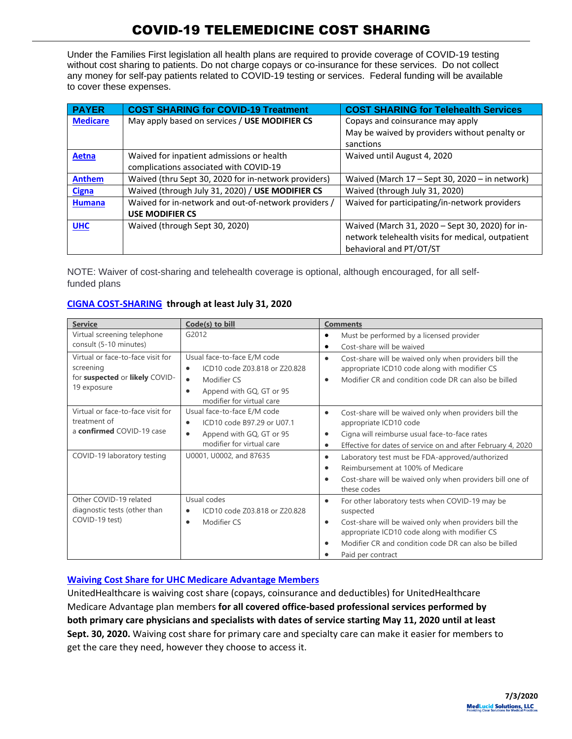# COVID-19 TELEMEDICINE COST SHARING

Under the Families First legislation all health plans are required to provide coverage of COVID-19 testing without cost sharing to patients. Do not charge copays or co-insurance for these services. Do not collect any money for self-pay patients related to COVID-19 testing or services. Federal funding will be available to cover these expenses.

| PAYER | COST SHARING for COVID-19 Treatment | COST SHARING for Telehealth Services |
|---|---|---|
| Medicare | May apply based on services / **USE MODIFIER CS** | Copays and coinsurance may apply<br>May be waived by providers without penalty or sanctions |
| Aetna | Waived for inpatient admissions or health complications associated with COVID-19 | Waived until August 4, 2020 |
| Anthem | Waived (thru Sept 30, 2020 for in-network providers) | Waived (March 17 – Sept 30, 2020 – in network) |
| Cigna | Waived (through July 31, 2020) / **USE MODIFIER CS** | Waived (through July 31, 2020) |
| Humana | Waived for in-network and out-of-network providers / **USE MODIFIER CS** | Waived for participating/in-network providers |
| UHC | Waived (through Sept 30, 2020) | Waived (March 31, 2020 – Sept 30, 2020) for in-network telehealth visits for medical, outpatient behavioral and PT/OT/ST |

NOTE: Waiver of cost-sharing and telehealth coverage is optional, although encouraged, for all self-funded plans

**CIGNA COST-SHARING through at least July 31, 2020**

| Service | Code(s) to bill | Comments |
|---|---|---|
| Virtual screening telephone consult (5-10 minutes) | G2012 | • Must be performed by a licensed provider<br>• Cost-share will be waived |
| Virtual or face-to-face visit for screening for **suspected** or **likely** COVID-19 exposure | Usual face-to-face E/M code<br>• ICD10 code Z03.818 or Z20.828<br>• Modifier CS<br>• Append with GQ, GT or 95 modifier for virtual care | • Cost-share will be waived only when providers bill the appropriate ICD10 code along with modifier CS<br>• Modifier CR and condition code DR can also be billed |
| Virtual or face-to-face visit for treatment of a **confirmed** COVID-19 case | Usual face-to-face E/M code<br>• ICD10 code B97.29 or U07.1<br>• Append with GQ, GT or 95 modifier for virtual care | • Cost-share will be waived only when providers bill the appropriate ICD10 code<br>• Cigna will reimburse usual face-to-face rates<br>• Effective for dates of service on and after February 4, 2020 |
| COVID-19 laboratory testing | U0001, U0002, and 87635 | • Laboratory test must be FDA-approved/authorized<br>• Reimbursement at 100% of Medicare<br>• Cost-share will be waived only when providers bill one of these codes |
| Other COVID-19 related diagnostic tests (other than COVID-19 test) | Usual codes<br>• ICD10 code Z03.818 or Z20.828<br>• Modifier CS | • For other laboratory tests when COVID-19 may be suspected<br>• Cost-share will be waived only when providers bill the appropriate ICD10 code along with modifier CS<br>• Modifier CR and condition code DR can also be billed<br>• Paid per contract |

**Waiving Cost Share for UHC Medicare Advantage Members**

UnitedHealthcare is waiving cost share (copays, coinsurance and deductibles) for UnitedHealthcare Medicare Advantage plan members **for all covered office-based professional services performed by both primary care physicians and specialists with dates of service starting May 11, 2020 until at least Sept. 30, 2020.** Waiving cost share for primary care and specialty care can make it easier for members to get the care they need, however they choose to access it.

7/3/2020

MedLucid Solutions, LLC
Providing Clear Solutions for Medical Practices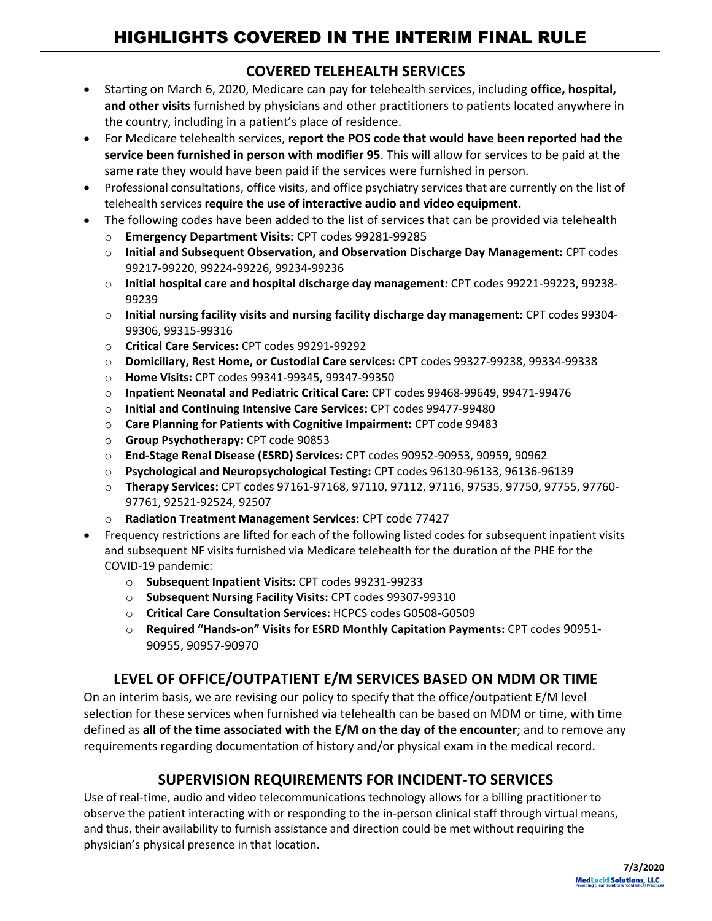# HIGHLIGHTS COVERED IN THE INTERIM FINAL RULE

## COVERED TELEHEALTH SERVICES

- Starting on March 6, 2020, Medicare can pay for telehealth services, including **office, hospital, and other visits** furnished by physicians and other practitioners to patients located anywhere in the country, including in a patient's place of residence.
- For Medicare telehealth services, **report the POS code that would have been reported had the service been furnished in person with modifier 95**. This will allow for services to be paid at the same rate they would have been paid if the services were furnished in person.
- Professional consultations, office visits, and office psychiatry services that are currently on the list of telehealth services **require the use of interactive audio and video equipment.**
- The following codes have been added to the list of services that can be provided via telehealth
  - **Emergency Department Visits:** CPT codes 99281-99285
  - **Initial and Subsequent Observation, and Observation Discharge Day Management:** CPT codes 99217-99220, 99224-99226, 99234-99236
  - **Initial hospital care and hospital discharge day management:** CPT codes 99221-99223, 99238-99239
  - **Initial nursing facility visits and nursing facility discharge day management:** CPT codes 99304-99306, 99315-99316
  - **Critical Care Services:** CPT codes 99291-99292
  - **Domiciliary, Rest Home, or Custodial Care services:** CPT codes 99327-99238, 99334-99338
  - **Home Visits:** CPT codes 99341-99345, 99347-99350
  - **Inpatient Neonatal and Pediatric Critical Care:** CPT codes 99468-99649, 99471-99476
  - **Initial and Continuing Intensive Care Services:** CPT codes 99477-99480
  - **Care Planning for Patients with Cognitive Impairment:** CPT code 99483
  - **Group Psychotherapy:** CPT code 90853
  - **End-Stage Renal Disease (ESRD) Services:** CPT codes 90952-90953, 90959, 90962
  - **Psychological and Neuropsychological Testing:** CPT codes 96130-96133, 96136-96139
  - **Therapy Services:** CPT codes 97161-97168, 97110, 97112, 97116, 97535, 97750, 97755, 97760-97761, 92521-92524, 92507
  - **Radiation Treatment Management Services:** CPT code 77427
- Frequency restrictions are lifted for each of the following listed codes for subsequent inpatient visits and subsequent NF visits furnished via Medicare telehealth for the duration of the PHE for the COVID-19 pandemic:
  - **Subsequent Inpatient Visits:** CPT codes 99231-99233
  - **Subsequent Nursing Facility Visits:** CPT codes 99307-99310
  - **Critical Care Consultation Services:** HCPCS codes G0508-G0509
  - **Required "Hands-on" Visits for ESRD Monthly Capitation Payments:** CPT codes 90951-90955, 90957-90970

## LEVEL OF OFFICE/OUTPATIENT E/M SERVICES BASED ON MDM OR TIME

On an interim basis, we are revising our policy to specify that the office/outpatient E/M level selection for these services when furnished via telehealth can be based on MDM or time, with time defined as **all of the time associated with the E/M on the day of the encounter**; and to remove any requirements regarding documentation of history and/or physical exam in the medical record.

## SUPERVISION REQUIREMENTS FOR INCIDENT-TO SERVICES

Use of real-time, audio and video telecommunications technology allows for a billing practitioner to observe the patient interacting with or responding to the in-person clinical staff through virtual means, and thus, their availability to furnish assistance and direction could be met without requiring the physician's physical presence in that location.

**7/3/2020**

MedLucid Solutions, LLC
Providing Clear Solutions for Medical Practices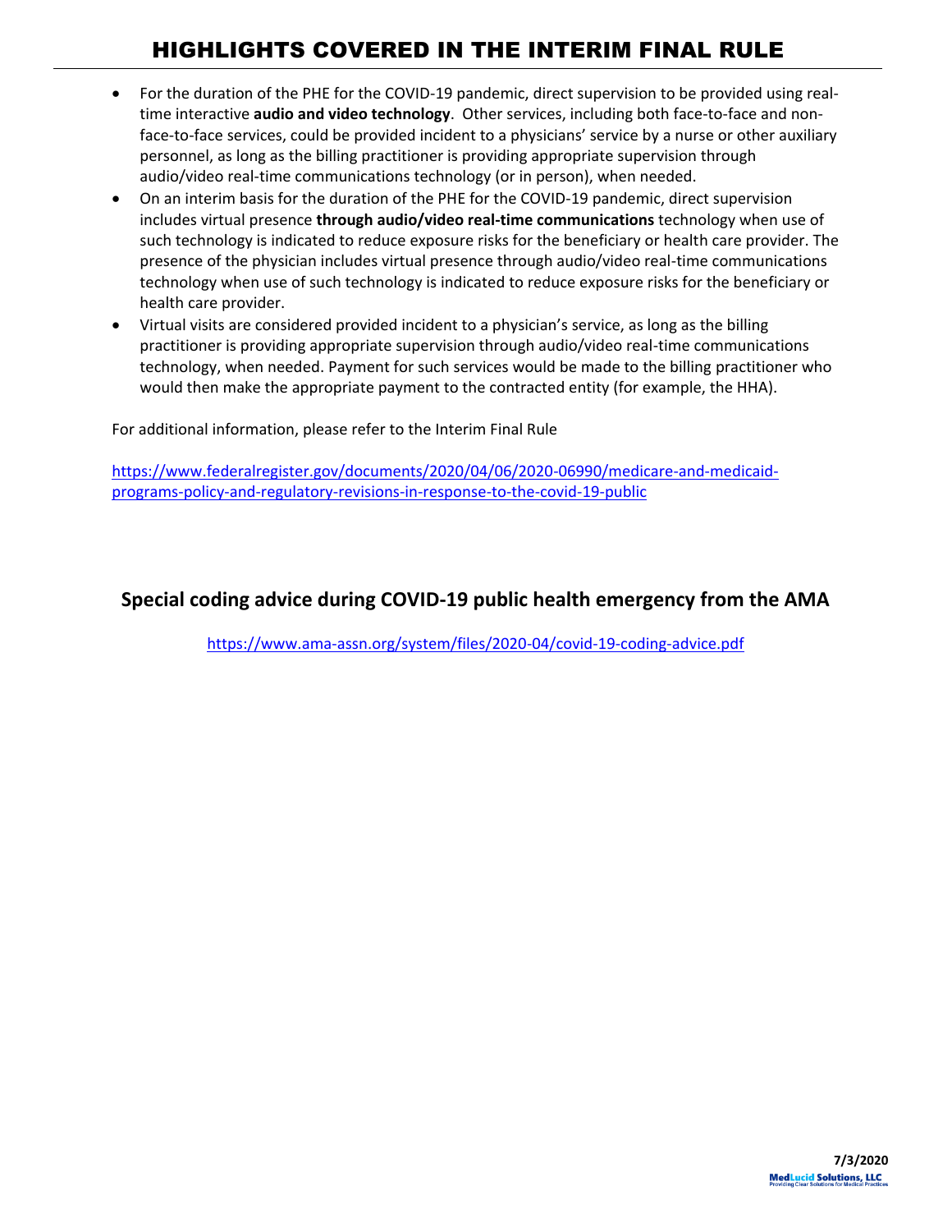# HIGHLIGHTS COVERED IN THE INTERIM FINAL RULE

- For the duration of the PHE for the COVID-19 pandemic, direct supervision to be provided using real-time interactive **audio and video technology**. Other services, including both face-to-face and non-face-to-face services, could be provided incident to a physicians' service by a nurse or other auxiliary personnel, as long as the billing practitioner is providing appropriate supervision through audio/video real-time communications technology (or in person), when needed.
- On an interim basis for the duration of the PHE for the COVID-19 pandemic, direct supervision includes virtual presence **through audio/video real-time communications** technology when use of such technology is indicated to reduce exposure risks for the beneficiary or health care provider. The presence of the physician includes virtual presence through audio/video real-time communications technology when use of such technology is indicated to reduce exposure risks for the beneficiary or health care provider.
- Virtual visits are considered provided incident to a physician's service, as long as the billing practitioner is providing appropriate supervision through audio/video real-time communications technology, when needed. Payment for such services would be made to the billing practitioner who would then make the appropriate payment to the contracted entity (for example, the HHA).

For additional information, please refer to the Interim Final Rule

https://www.federalregister.gov/documents/2020/04/06/2020-06990/medicare-and-medicaid-programs-policy-and-regulatory-revisions-in-response-to-the-covid-19-public

## Special coding advice during COVID-19 public health emergency from the AMA

https://www.ama-assn.org/system/files/2020-04/covid-19-coding-advice.pdf

**7/3/2020**

MedLucid Solutions, LLC
Providing Clear Solutions for Medical Practices